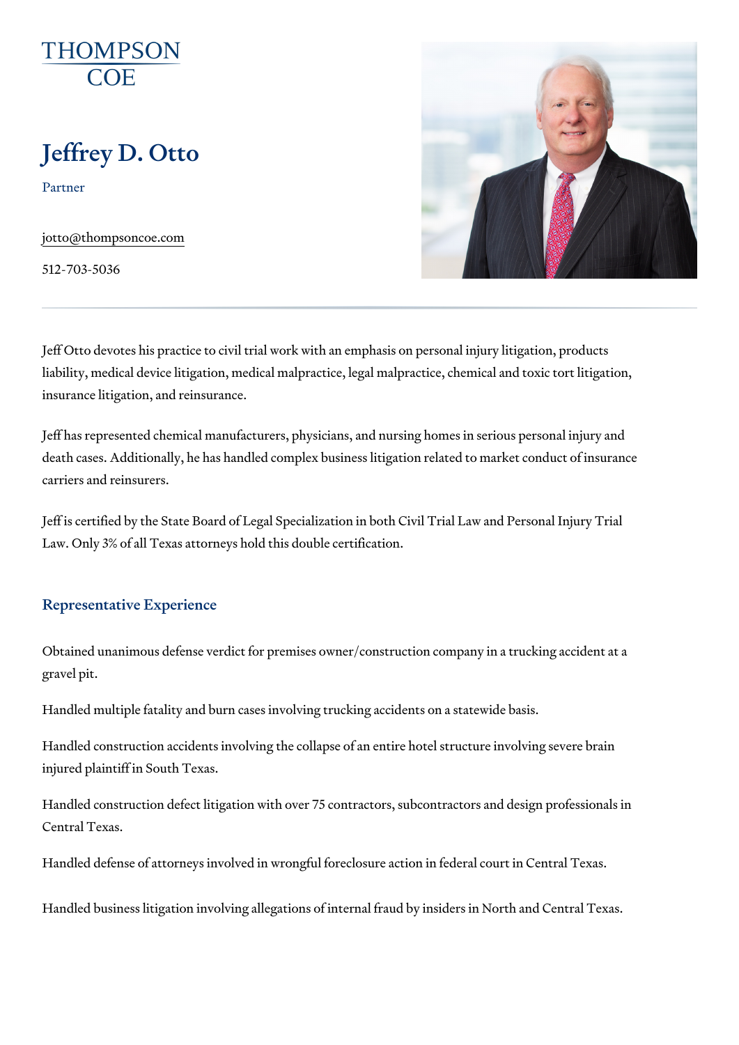THOMPSON COE

# Jeffrey D. Otto

Partner

jotto@thompsoncoe.com

512-703-5036

Jeff Otto devotes his practice to civil trial work with an emphasis on personal injury litigation, products liability, medical device litigation, medical malpractice, legal malpractice, chemical and toxic tort litigation, insurance litigation, and reinsurance.

Jeff has represented chemical manufacturers, physicians, and nursing homes in serious personal injury and death cases. Additionally, he has handled complex business litigation related to market conduct of insurance carriers and reinsurers.

Jeff is certified by the State Board of Legal Specialization in both Civil Trial Law and Personal Injury Trial Law. Only 3% of all Texas attorneys hold this double certification.

## Representative Experience

Obtained unanimous defense verdict for premises owner/construction company in a trucking accident at a gravel pit.

Handled multiple fatality and burn cases involving trucking accidents on a statewide basis.

Handled construction accidents involving the collapse of an entire hotel structure involving severe brain injured plaintiff in South Texas.

Handled construction defect litigation with over 75 contractors, subcontractors and design professionals in Central Texas.

Handled defense of attorneys involved in wrongful foreclosure action in federal court in Central Texas.

Handled business litigation involving allegations of internal fraud by insiders in North and Central Texas.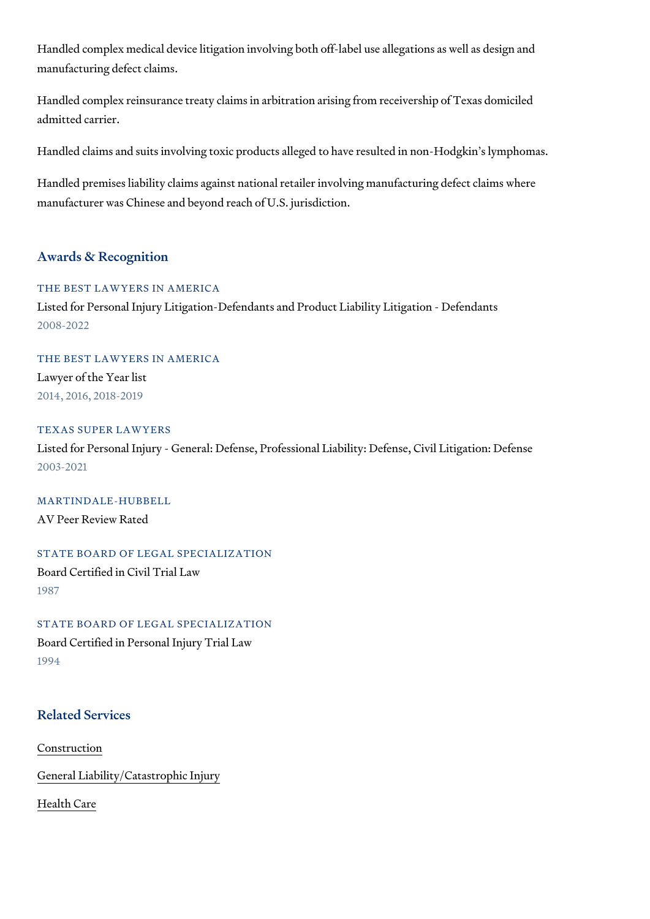Handled complex medical device litigation involving both off-label use allegations as well as design and manufacturing defect claims.

Handled complex reinsurance treaty claims in arbitration arising from receivership of Texas domiciled admitted carrier.

Handled claims and suits involving toxic products alleged to have resulted in non-Hodgkin's lymphomas.

Handled premises liability claims against national retailer involving manufacturing defect claims where manufacturer was Chinese and beyond reach of U.S. jurisdiction.

## Awards & Recognition

THE BEST LAWYERS IN AMERICA

Listed for Personal Injury Litigation-Defendants and Product Liability Litigation - Defendants

2008-2022

THE BEST LAWYERS IN AMERICA

Lawyer of the Year list

2014, 2016, 2018-2019

TEXAS SUPER LAWYERS

Listed for Personal Injury - General: Defense, Professional Liability: Defense, Civil Litigation: Defense

2003-2021

MARTINDALE-HUBBELL

AV Peer Review Rated

STATE BOARD OF LEGAL SPECIALIZATION

Board Certified in Civil Trial Law

1987

STATE BOARD OF LEGAL SPECIALIZATION

Board Certified in Personal Injury Trial Law

1994

## Related Services

Construction

General Liability/Catastrophic Injury

Health Care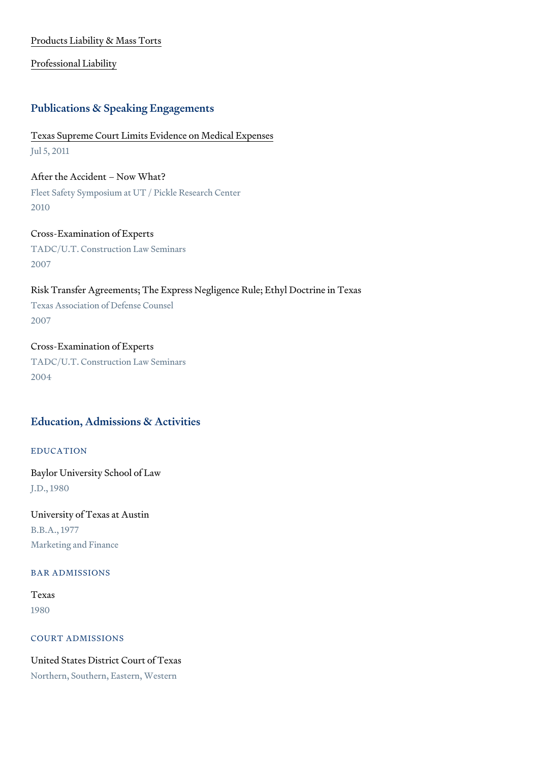[Products Liability & Mass Torts]

[Professional Liability]

## Publications & Speaking Engagements

[Texas Supreme Court Limits Evidence on Medical Expenses]
Jul 5, 2011

After the Accident – Now What?
Fleet Safety Symposium at UT / Pickle Research Center
2010

Cross-Examination of Experts
TADC/U.T. Construction Law Seminars
2007

Risk Transfer Agreements; The Express Negligence Rule; Ethyl Doctrine in Texas
Texas Association of Defense Counsel
2007

Cross-Examination of Experts
TADC/U.T. Construction Law Seminars
2004

## Education, Admissions & Activities

### EDUCATION

Baylor University School of Law
J.D., 1980

University of Texas at Austin
B.B.A., 1977
Marketing and Finance

### BAR ADMISSIONS

Texas
1980

### COURT ADMISSIONS

United States District Court of Texas
Northern, Southern, Eastern, Western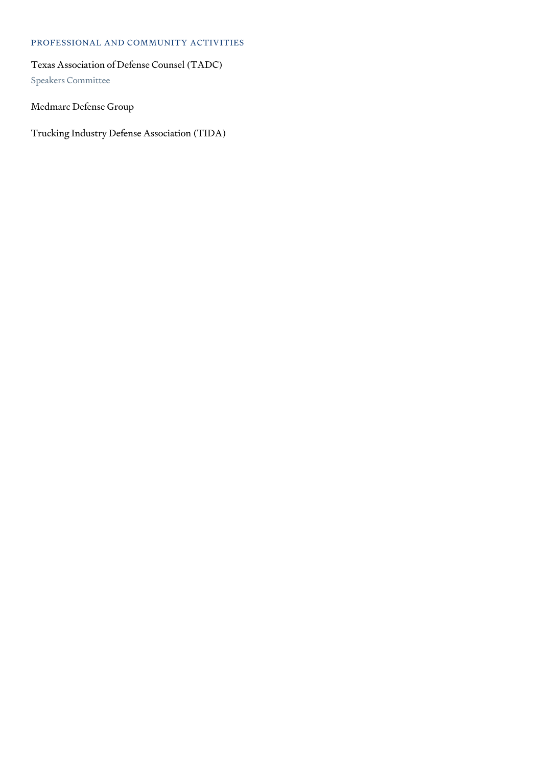## PROFESSIONAL AND COMMUNITY ACTIVITIES

Texas Association of Defense Counsel (TADC)

Speakers Committee

Medmarc Defense Group

Trucking Industry Defense Association (TIDA)